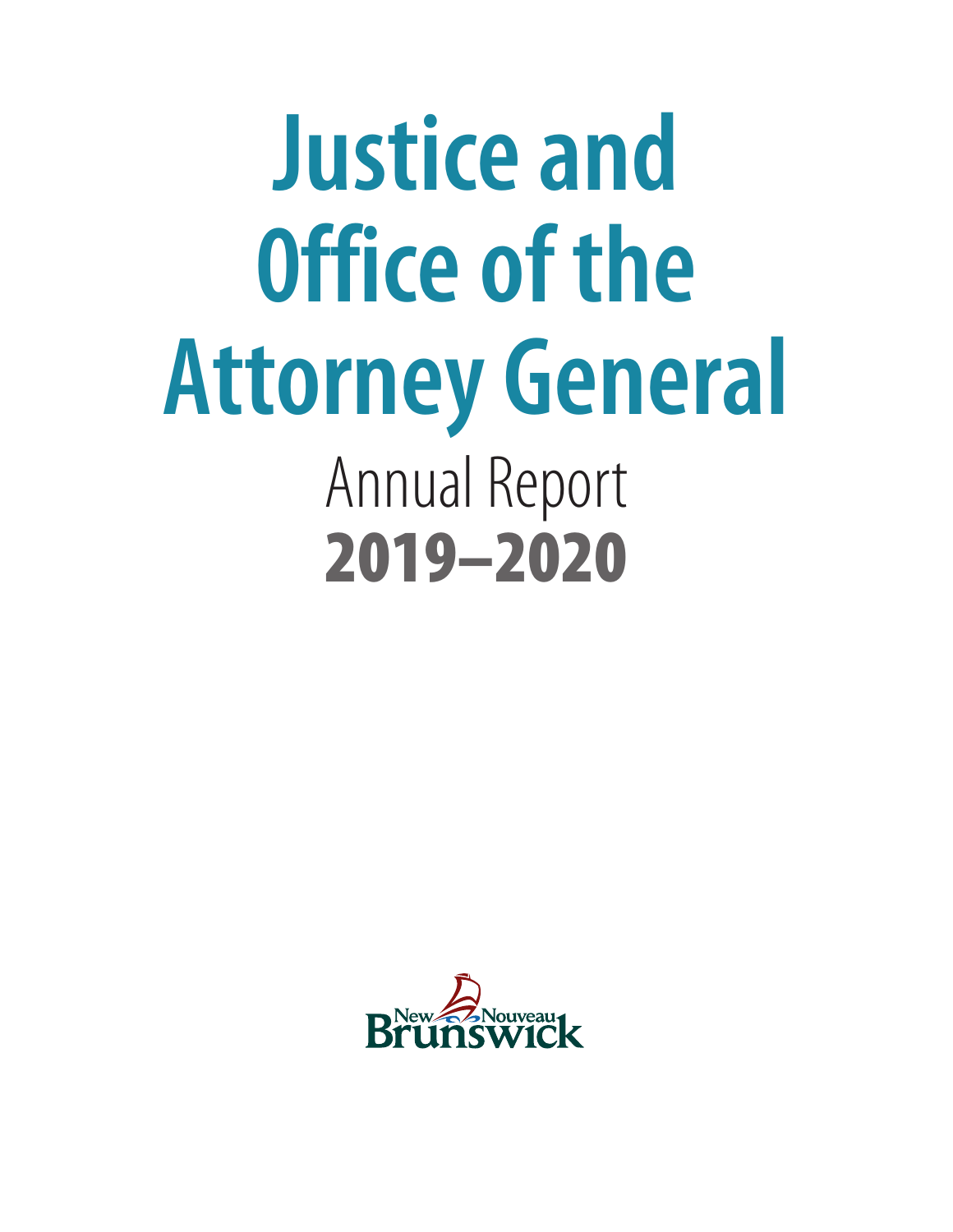# Justice and Office of the Attorney General

Annual Report

**2019–2020**

New Nouveau Brunswick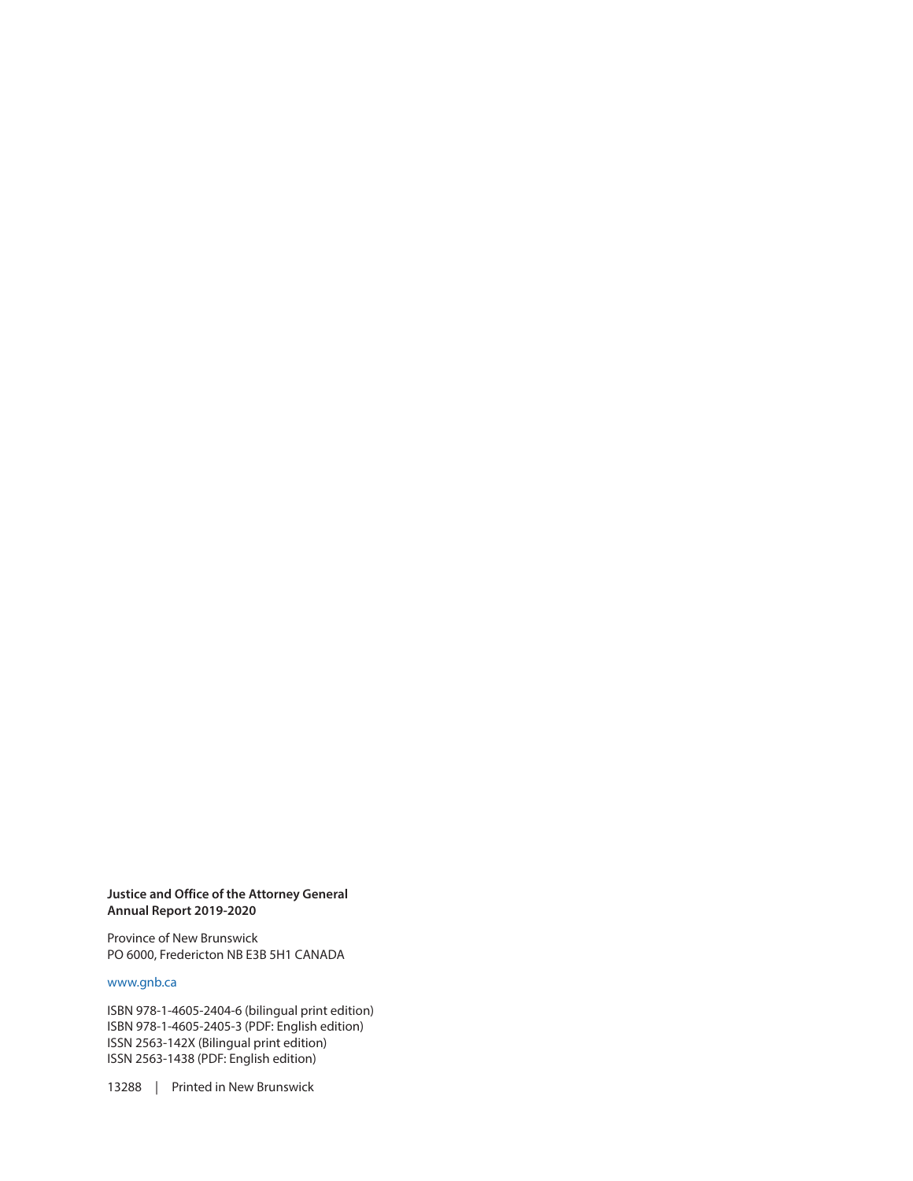**Justice and Office of the Attorney General**
**Annual Report 2019-2020**

Province of New Brunswick
PO 6000, Fredericton NB E3B 5H1 CANADA

www.gnb.ca

ISBN 978-1-4605-2404-6 (bilingual print edition)
ISBN 978-1-4605-2405-3 (PDF: English edition)
ISSN 2563-142X (Bilingual print edition)
ISSN 2563-1438 (PDF: English edition)

13288 | Printed in New Brunswick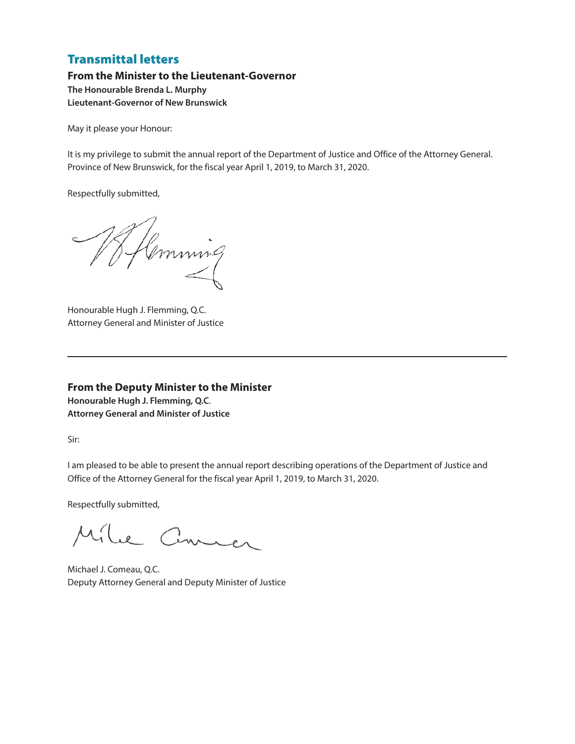# Transmittal letters

## From the Minister to the Lieutenant-Governor

**The Honourable Brenda L. Murphy**
**Lieutenant-Governor of New Brunswick**

May it please your Honour:

It is my privilege to submit the annual report of the Department of Justice and Office of the Attorney General. Province of New Brunswick, for the fiscal year April 1, 2019, to March 31, 2020.

Respectfully submitted,

Honourable Hugh J. Flemming, Q.C.
Attorney General and Minister of Justice

---

## From the Deputy Minister to the Minister

**Honourable Hugh J. Flemming, Q.C.**
**Attorney General and Minister of Justice**

Sir:

I am pleased to be able to present the annual report describing operations of the Department of Justice and Office of the Attorney General for the fiscal year April 1, 2019, to March 31, 2020.

Respectfully submitted,

Michael J. Comeau, Q.C.
Deputy Attorney General and Deputy Minister of Justice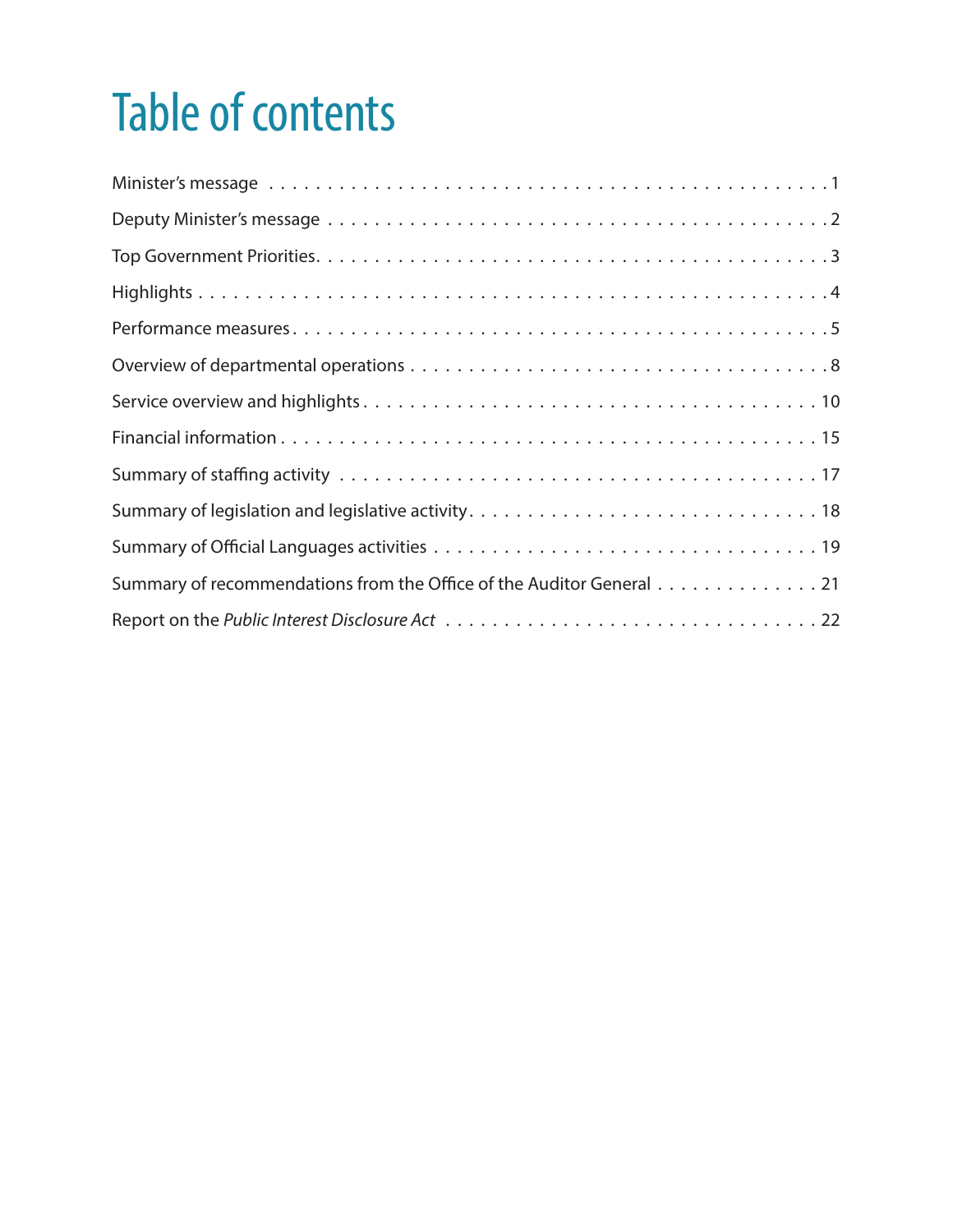# Table of contents

Minister's message . . . . . . . . . . . . . . . . . . . . . . . . . . . . . . . . . . . . . . . . . . . . 1

Deputy Minister's message . . . . . . . . . . . . . . . . . . . . . . . . . . . . . . . . . . . . . . . . 2

Top Government Priorities. . . . . . . . . . . . . . . . . . . . . . . . . . . . . . . . . . . . . . . . . 3

Highlights . . . . . . . . . . . . . . . . . . . . . . . . . . . . . . . . . . . . . . . . . . . . . . . . . . 4

Performance measures . . . . . . . . . . . . . . . . . . . . . . . . . . . . . . . . . . . . . . . . . . 5

Overview of departmental operations . . . . . . . . . . . . . . . . . . . . . . . . . . . . . . . . . 8

Service overview and highlights . . . . . . . . . . . . . . . . . . . . . . . . . . . . . . . . . . . . 10

Financial information . . . . . . . . . . . . . . . . . . . . . . . . . . . . . . . . . . . . . . . . . . 15

Summary of staffing activity . . . . . . . . . . . . . . . . . . . . . . . . . . . . . . . . . . . . . . 17

Summary of legislation and legislative activity . . . . . . . . . . . . . . . . . . . . . . . . . . . 18

Summary of Official Languages activities . . . . . . . . . . . . . . . . . . . . . . . . . . . . . . 19

Summary of recommendations from the Office of the Auditor General . . . . . . . . . . . . . . 21

Report on the *Public Interest Disclosure Act* . . . . . . . . . . . . . . . . . . . . . . . . . . . . 22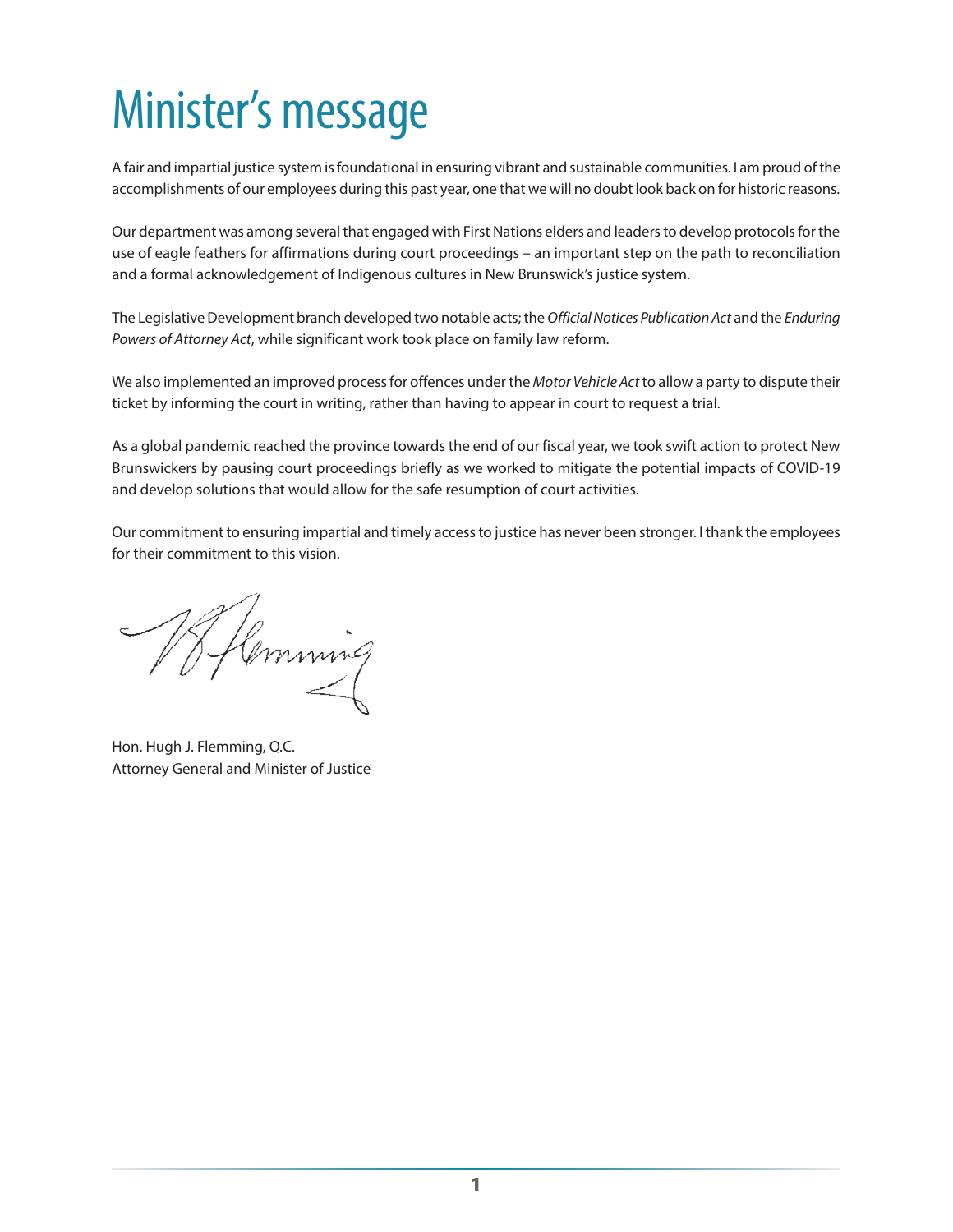# Minister's message

A fair and impartial justice system is foundational in ensuring vibrant and sustainable communities. I am proud of the accomplishments of our employees during this past year, one that we will no doubt look back on for historic reasons.

Our department was among several that engaged with First Nations elders and leaders to develop protocols for the use of eagle feathers for affirmations during court proceedings – an important step on the path to reconciliation and a formal acknowledgement of Indigenous cultures in New Brunswick's justice system.

The Legislative Development branch developed two notable acts; the *Official Notices Publication Act* and the *Enduring Powers of Attorney Act*, while significant work took place on family law reform.

We also implemented an improved process for offences under the *Motor Vehicle Act* to allow a party to dispute their ticket by informing the court in writing, rather than having to appear in court to request a trial.

As a global pandemic reached the province towards the end of our fiscal year, we took swift action to protect New Brunswickers by pausing court proceedings briefly as we worked to mitigate the potential impacts of COVID-19 and develop solutions that would allow for the safe resumption of court activities.

Our commitment to ensuring impartial and timely access to justice has never been stronger. I thank the employees for their commitment to this vision.

Hon. Hugh J. Flemming, Q.C.
Attorney General and Minister of Justice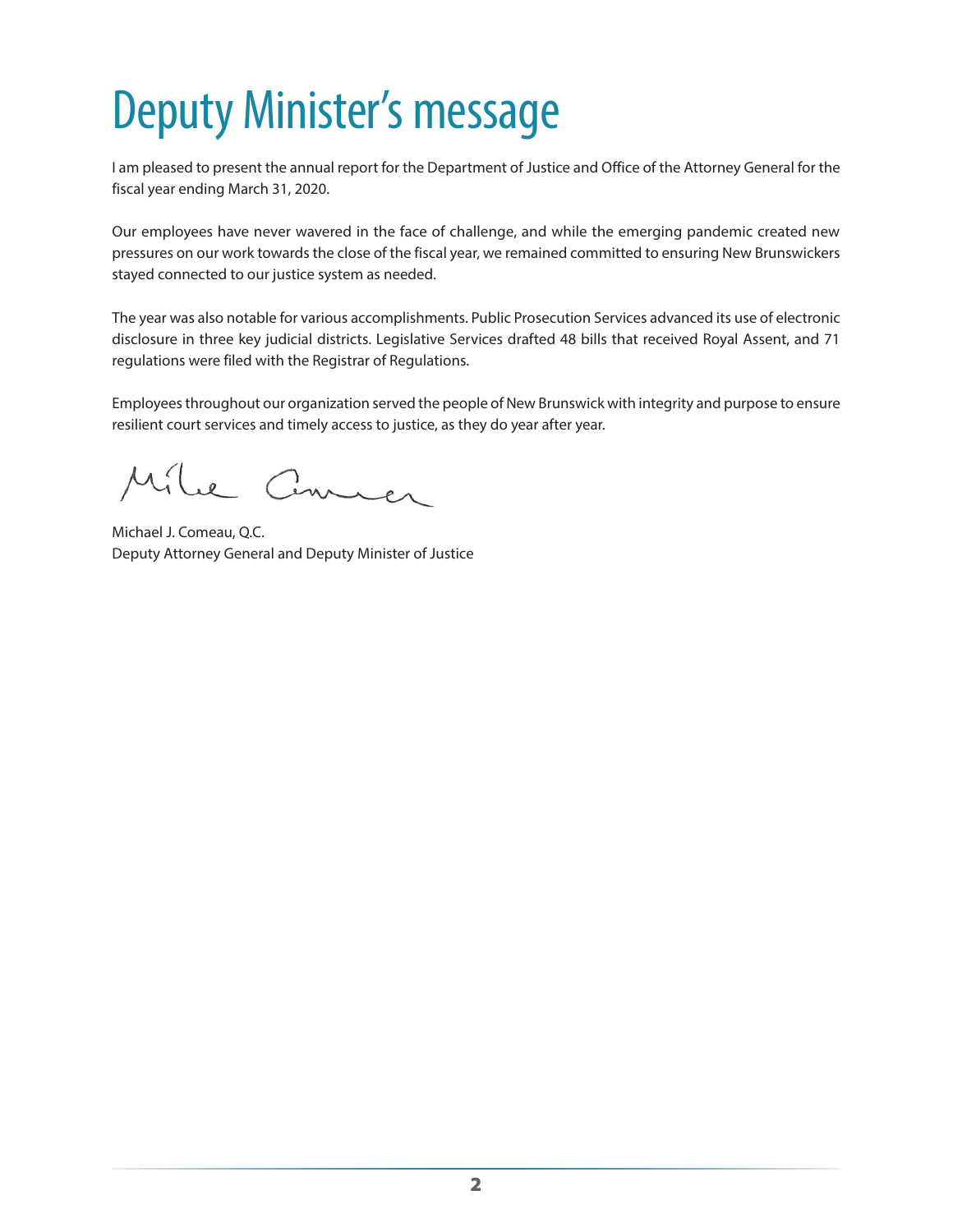# Deputy Minister's message

I am pleased to present the annual report for the Department of Justice and Office of the Attorney General for the fiscal year ending March 31, 2020.

Our employees have never wavered in the face of challenge, and while the emerging pandemic created new pressures on our work towards the close of the fiscal year, we remained committed to ensuring New Brunswickers stayed connected to our justice system as needed.

The year was also notable for various accomplishments. Public Prosecution Services advanced its use of electronic disclosure in three key judicial districts. Legislative Services drafted 48 bills that received Royal Assent, and 71 regulations were filed with the Registrar of Regulations.

Employees throughout our organization served the people of New Brunswick with integrity and purpose to ensure resilient court services and timely access to justice, as they do year after year.

Michael J. Comeau, Q.C.
Deputy Attorney General and Deputy Minister of Justice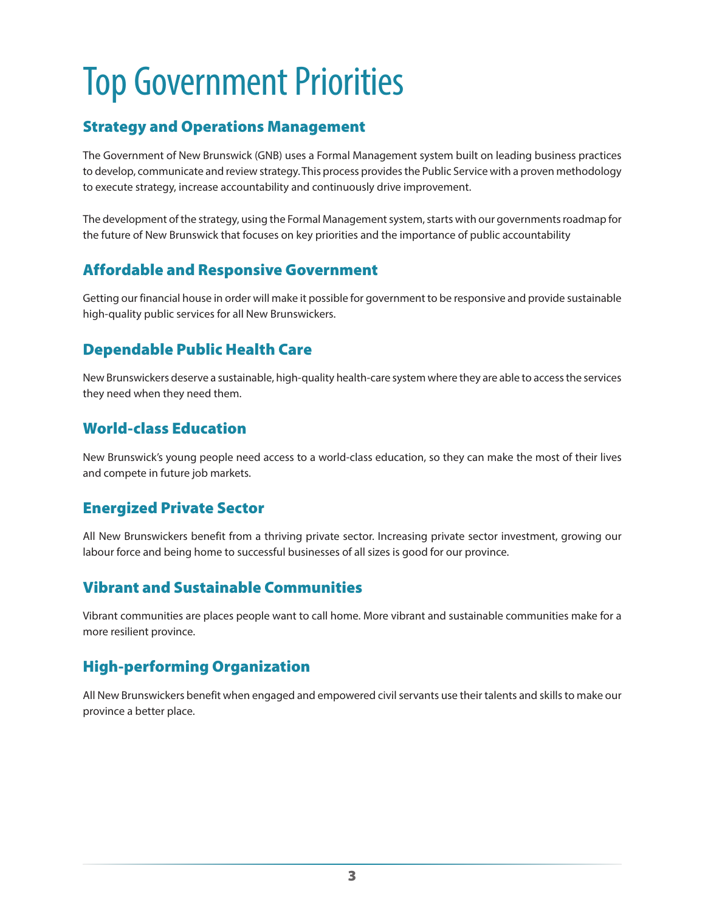# Top Government Priorities

## Strategy and Operations Management

The Government of New Brunswick (GNB) uses a Formal Management system built on leading business practices to develop, communicate and review strategy. This process provides the Public Service with a proven methodology to execute strategy, increase accountability and continuously drive improvement.

The development of the strategy, using the Formal Management system, starts with our governments roadmap for the future of New Brunswick that focuses on key priorities and the importance of public accountability

## Affordable and Responsive Government

Getting our financial house in order will make it possible for government to be responsive and provide sustainable high-quality public services for all New Brunswickers.

## Dependable Public Health Care

New Brunswickers deserve a sustainable, high-quality health-care system where they are able to access the services they need when they need them.

## World-class Education

New Brunswick's young people need access to a world-class education, so they can make the most of their lives and compete in future job markets.

## Energized Private Sector

All New Brunswickers benefit from a thriving private sector. Increasing private sector investment, growing our labour force and being home to successful businesses of all sizes is good for our province.

## Vibrant and Sustainable Communities

Vibrant communities are places people want to call home. More vibrant and sustainable communities make for a more resilient province.

## High-performing Organization

All New Brunswickers benefit when engaged and empowered civil servants use their talents and skills to make our province a better place.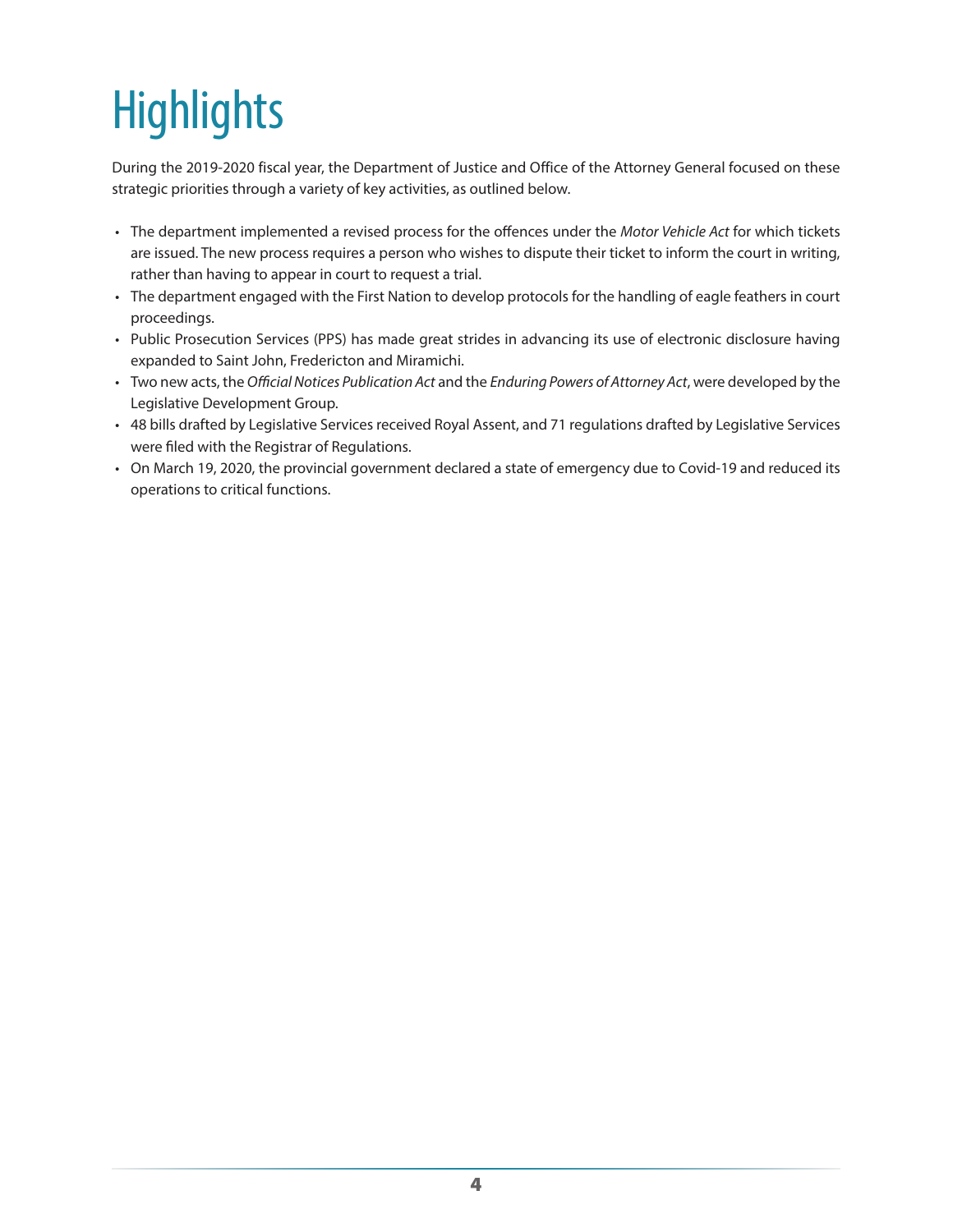# Highlights

During the 2019-2020 fiscal year, the Department of Justice and Office of the Attorney General focused on these strategic priorities through a variety of key activities, as outlined below.

- The department implemented a revised process for the offences under the *Motor Vehicle Act* for which tickets are issued. The new process requires a person who wishes to dispute their ticket to inform the court in writing, rather than having to appear in court to request a trial.
- The department engaged with the First Nation to develop protocols for the handling of eagle feathers in court proceedings.
- Public Prosecution Services (PPS) has made great strides in advancing its use of electronic disclosure having expanded to Saint John, Fredericton and Miramichi.
- Two new acts, the *Official Notices Publication Act* and the *Enduring Powers of Attorney Act*, were developed by the Legislative Development Group.
- 48 bills drafted by Legislative Services received Royal Assent, and 71 regulations drafted by Legislative Services were filed with the Registrar of Regulations.
- On March 19, 2020, the provincial government declared a state of emergency due to Covid-19 and reduced its operations to critical functions.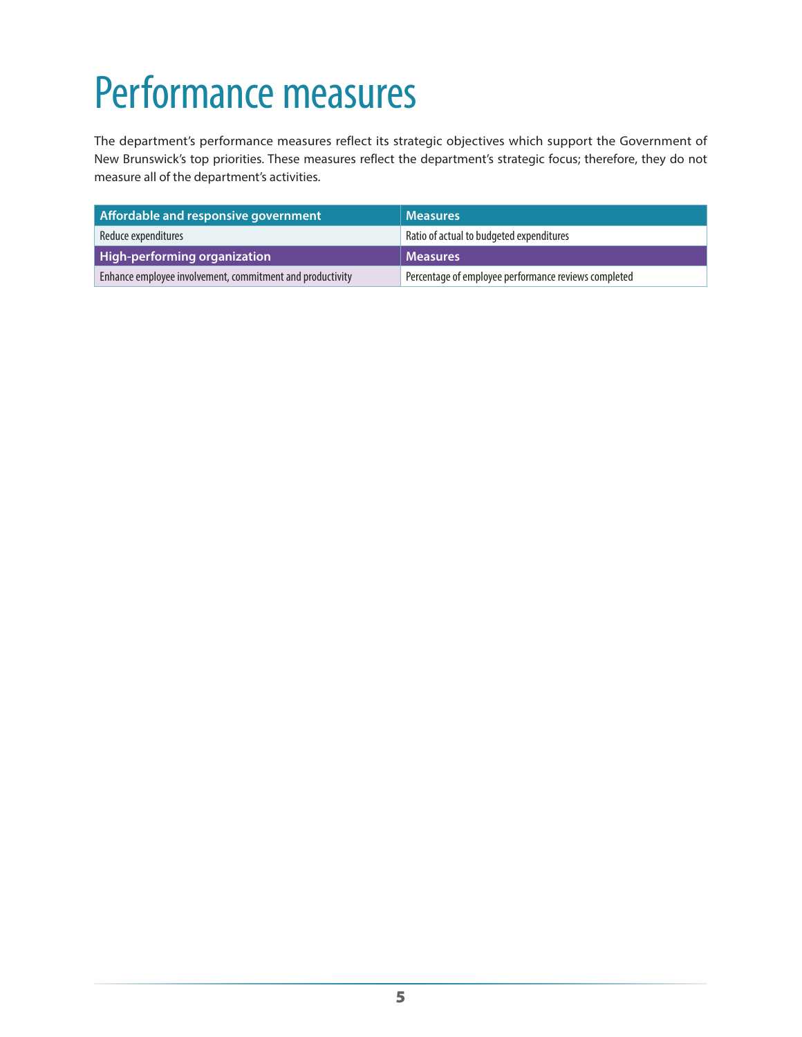# Performance measures

The department's performance measures reflect its strategic objectives which support the Government of New Brunswick's top priorities. These measures reflect the department's strategic focus; therefore, they do not measure all of the department's activities.

| Affordable and responsive government | Measures |
|---|---|
| Reduce expenditures | Ratio of actual to budgeted expenditures |
| **High-performing organization** | **Measures** |
| Enhance employee involvement, commitment and productivity | Percentage of employee performance reviews completed |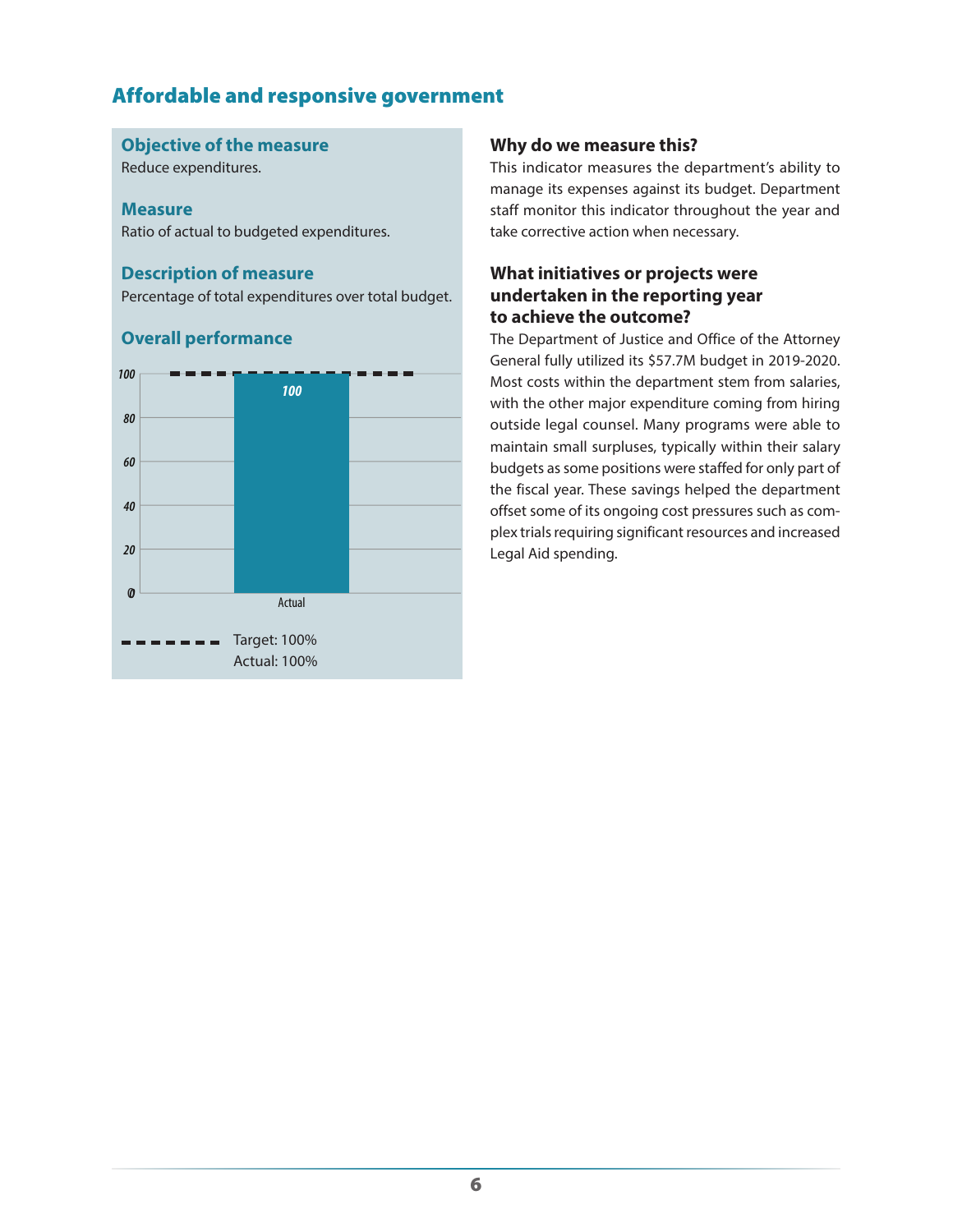## Affordable and responsive government

### Objective of the measure

Reduce expenditures.

### Measure

Ratio of actual to budgeted expenditures.

### Description of measure

Percentage of total expenditures over total budget.

### Overall performance

Target: 100%
Actual: 100%

### Why do we measure this?

This indicator measures the department's ability to manage its expenses against its budget. Department staff monitor this indicator throughout the year and take corrective action when necessary.

### What initiatives or projects were undertaken in the reporting year to achieve the outcome?

The Department of Justice and Office of the Attorney General fully utilized its $57.7M budget in 2019-2020. Most costs within the department stem from salaries, with the other major expenditure coming from hiring outside legal counsel. Many programs were able to maintain small surpluses, typically within their salary budgets as some positions were staffed for only part of the fiscal year. These savings helped the department offset some of its ongoing cost pressures such as complex trials requiring significant resources and increased Legal Aid spending.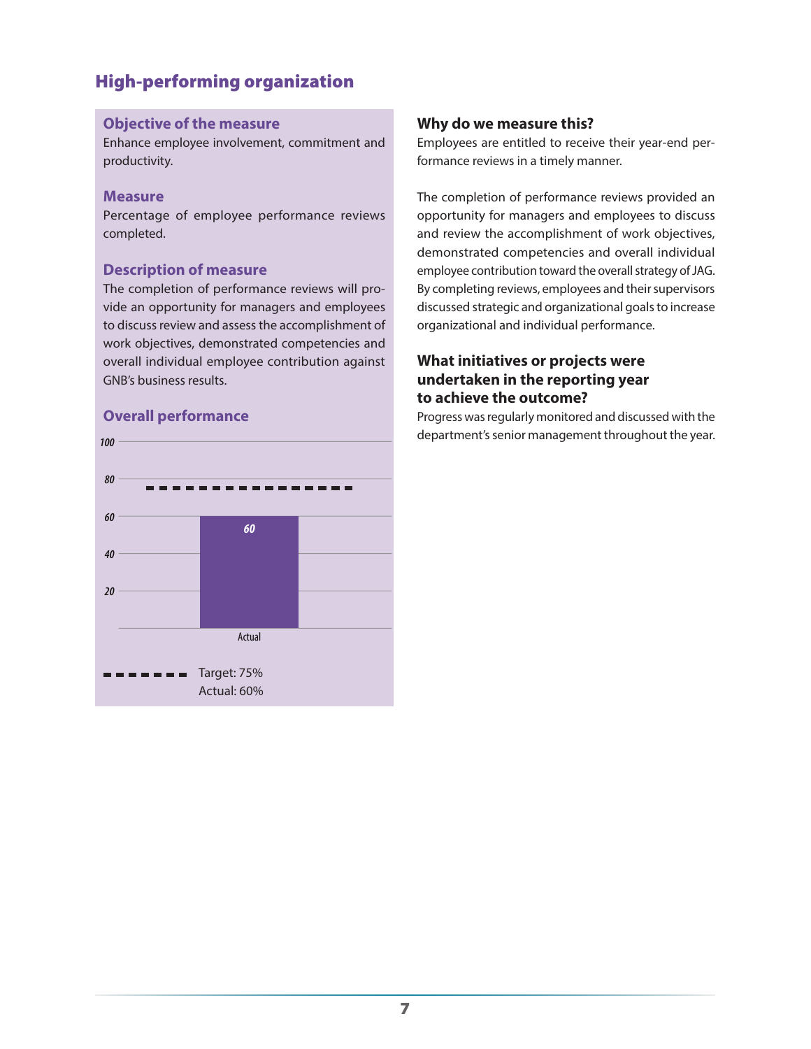## High-performing organization

### Objective of the measure

Enhance employee involvement, commitment and productivity.

### Measure

Percentage of employee performance reviews completed.

### Description of measure

The completion of performance reviews will provide an opportunity for managers and employees to discuss review and assess the accomplishment of work objectives, demonstrated competencies and overall individual employee contribution against GNB's business results.

### Overall performance

Target: 75%
Actual: 60%

### Why do we measure this?

Employees are entitled to receive their year-end performance reviews in a timely manner.

The completion of performance reviews provided an opportunity for managers and employees to discuss and review the accomplishment of work objectives, demonstrated competencies and overall individual employee contribution toward the overall strategy of JAG. By completing reviews, employees and their supervisors discussed strategic and organizational goals to increase organizational and individual performance.

### What initiatives or projects were undertaken in the reporting year to achieve the outcome?

Progress was regularly monitored and discussed with the department's senior management throughout the year.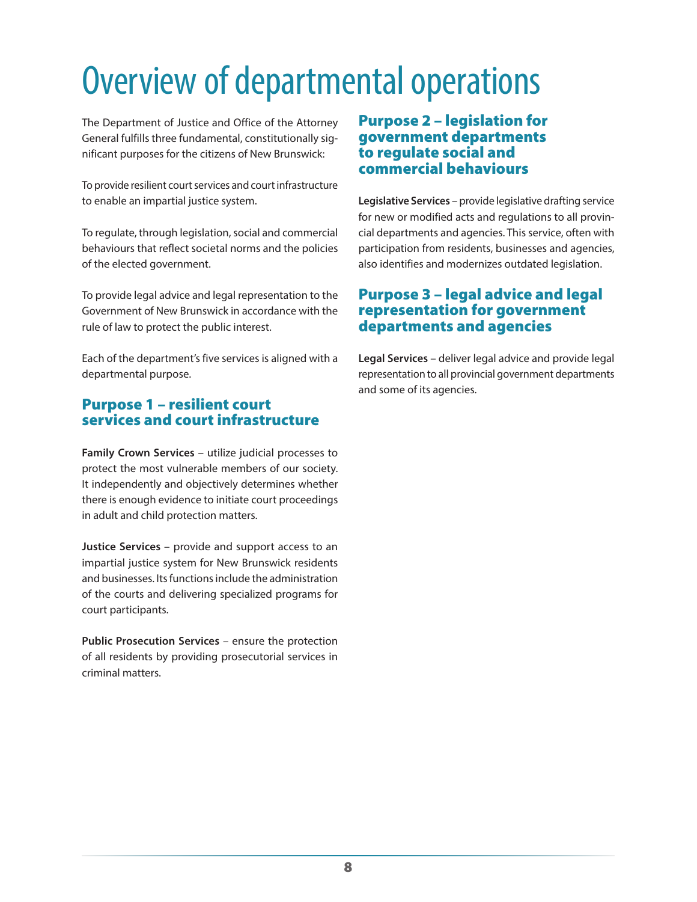# Overview of departmental operations

The Department of Justice and Office of the Attorney General fulfills three fundamental, constitutionally significant purposes for the citizens of New Brunswick:

To provide resilient court services and court infrastructure to enable an impartial justice system.

To regulate, through legislation, social and commercial behaviours that reflect societal norms and the policies of the elected government.

To provide legal advice and legal representation to the Government of New Brunswick in accordance with the rule of law to protect the public interest.

Each of the department's five services is aligned with a departmental purpose.

## Purpose 1 – resilient court services and court infrastructure

**Family Crown Services** – utilize judicial processes to protect the most vulnerable members of our society. It independently and objectively determines whether there is enough evidence to initiate court proceedings in adult and child protection matters.

**Justice Services** – provide and support access to an impartial justice system for New Brunswick residents and businesses. Its functions include the administration of the courts and delivering specialized programs for court participants.

**Public Prosecution Services** – ensure the protection of all residents by providing prosecutorial services in criminal matters.

## Purpose 2 – legislation for government departments to regulate social and commercial behaviours

**Legislative Services** – provide legislative drafting service for new or modified acts and regulations to all provincial departments and agencies. This service, often with participation from residents, businesses and agencies, also identifies and modernizes outdated legislation.

## Purpose 3 – legal advice and legal representation for government departments and agencies

**Legal Services** – deliver legal advice and provide legal representation to all provincial government departments and some of its agencies.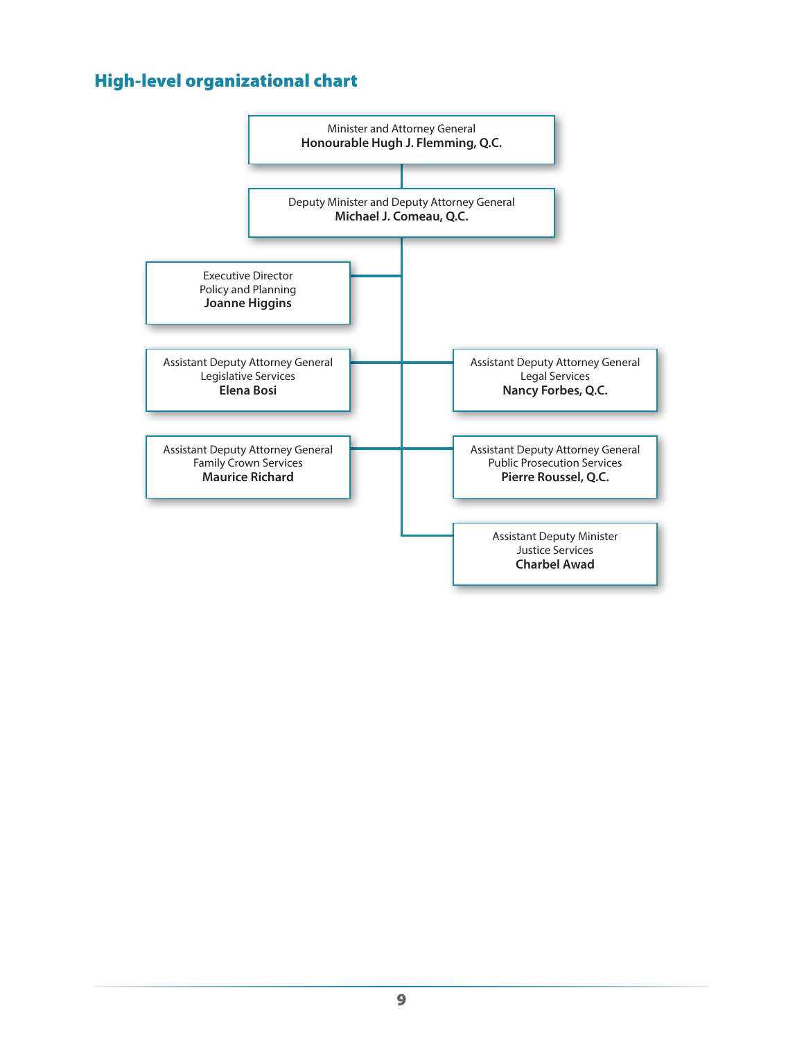## High-level organizational chart

**Minister and Attorney General**
Honourable Hugh J. Flemming, Q.C.

**Deputy Minister and Deputy Attorney General**
Michael J. Comeau, Q.C.

- **Executive Director, Policy and Planning**
  Joanne Higgins
- **Assistant Deputy Attorney General, Legislative Services**
  Elena Bosi
- **Assistant Deputy Attorney General, Legal Services**
  Nancy Forbes, Q.C.
- **Assistant Deputy Attorney General, Family Crown Services**
  Maurice Richard
- **Assistant Deputy Attorney General, Public Prosecution Services**
  Pierre Roussel, Q.C.
- **Assistant Deputy Minister, Justice Services**
  Charbel Awad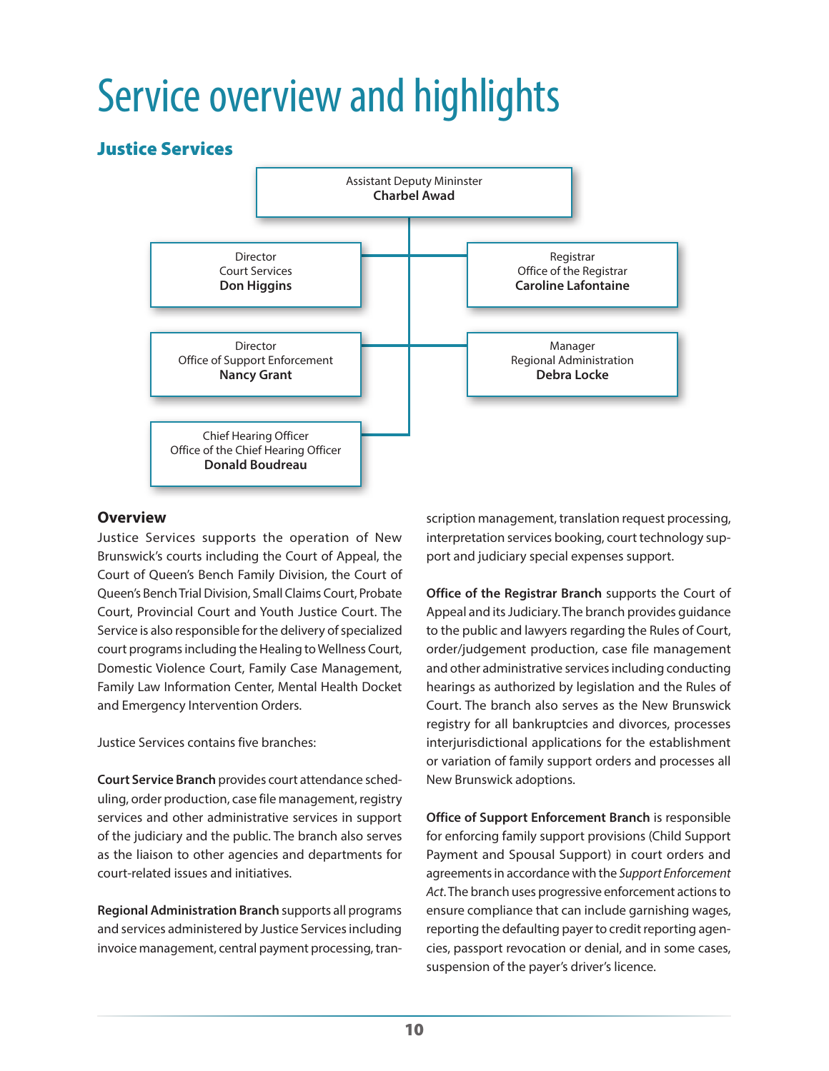# Service overview and highlights

## Justice Services

Assistant Deputy Mininster
**Charbel Awad**

Director
Court Services
**Don Higgins**

Registrar
Office of the Registrar
**Caroline Lafontaine**

Director
Office of Support Enforcement
**Nancy Grant**

Manager
Regional Administration
**Debra Locke**

Chief Hearing Officer
Office of the Chief Hearing Officer
**Donald Boudreau**

### Overview

Justice Services supports the operation of New Brunswick's courts including the Court of Appeal, the Court of Queen's Bench Family Division, the Court of Queen's Bench Trial Division, Small Claims Court, Probate Court, Provincial Court and Youth Justice Court. The Service is also responsible for the delivery of specialized court programs including the Healing to Wellness Court, Domestic Violence Court, Family Case Management, Family Law Information Center, Mental Health Docket and Emergency Intervention Orders.

Justice Services contains five branches:

**Court Service Branch** provides court attendance scheduling, order production, case file management, registry services and other administrative services in support of the judiciary and the public. The branch also serves as the liaison to other agencies and departments for court-related issues and initiatives.

**Regional Administration Branch** supports all programs and services administered by Justice Services including invoice management, central payment processing, transcription management, translation request processing, interpretation services booking, court technology support and judiciary special expenses support.

**Office of the Registrar Branch** supports the Court of Appeal and its Judiciary. The branch provides guidance to the public and lawyers regarding the Rules of Court, order/judgement production, case file management and other administrative services including conducting hearings as authorized by legislation and the Rules of Court. The branch also serves as the New Brunswick registry for all bankruptcies and divorces, processes interjurisdictional applications for the establishment or variation of family support orders and processes all New Brunswick adoptions.

**Office of Support Enforcement Branch** is responsible for enforcing family support provisions (Child Support Payment and Spousal Support) in court orders and agreements in accordance with the *Support Enforcement Act*. The branch uses progressive enforcement actions to ensure compliance that can include garnishing wages, reporting the defaulting payer to credit reporting agencies, passport revocation or denial, and in some cases, suspension of the payer's driver's licence.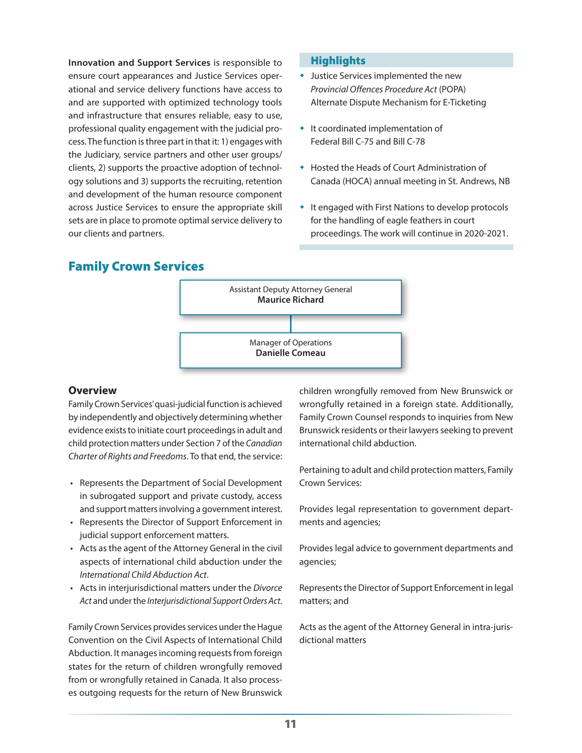**Innovation and Support Services** is responsible to ensure court appearances and Justice Services operational and service delivery functions have access to and are supported with optimized technology tools and infrastructure that ensures reliable, easy to use, professional quality engagement with the judicial process. The function is three part in that it: 1) engages with the Judiciary, service partners and other user groups/ clients, 2) supports the proactive adoption of technology solutions and 3) supports the recruiting, retention and development of the human resource component across Justice Services to ensure the appropriate skill sets are in place to promote optimal service delivery to our clients and partners.

### Highlights

- Justice Services implemented the new *Provincial Offences Procedure Act* (POPA) Alternate Dispute Mechanism for E-Ticketing
- It coordinated implementation of Federal Bill C-75 and Bill C-78
- Hosted the Heads of Court Administration of Canada (HOCA) annual meeting in St. Andrews, NB
- It engaged with First Nations to develop protocols for the handling of eagle feathers in court proceedings. The work will continue in 2020-2021.

## Family Crown Services

Assistant Deputy Attorney General
**Maurice Richard**

Manager of Operations
**Danielle Comeau**

### Overview

Family Crown Services' quasi-judicial function is achieved by independently and objectively determining whether evidence exists to initiate court proceedings in adult and child protection matters under Section 7 of the *Canadian Charter of Rights and Freedoms*. To that end, the service:

- Represents the Department of Social Development in subrogated support and private custody, access and support matters involving a government interest.
- Represents the Director of Support Enforcement in judicial support enforcement matters.
- Acts as the agent of the Attorney General in the civil aspects of international child abduction under the *International Child Abduction Act*.
- Acts in interjurisdictional matters under the *Divorce Act* and under the *Interjurisdictional Support Orders Act*.

Family Crown Services provides services under the Hague Convention on the Civil Aspects of International Child Abduction. It manages incoming requests from foreign states for the return of children wrongfully removed from or wrongfully retained in Canada. It also processes outgoing requests for the return of New Brunswick children wrongfully removed from New Brunswick or wrongfully retained in a foreign state. Additionally, Family Crown Counsel responds to inquiries from New Brunswick residents or their lawyers seeking to prevent international child abduction.

Pertaining to adult and child protection matters, Family Crown Services:

Provides legal representation to government departments and agencies;

Provides legal advice to government departments and agencies;

Represents the Director of Support Enforcement in legal matters; and

Acts as the agent of the Attorney General in intra-jurisdictional matters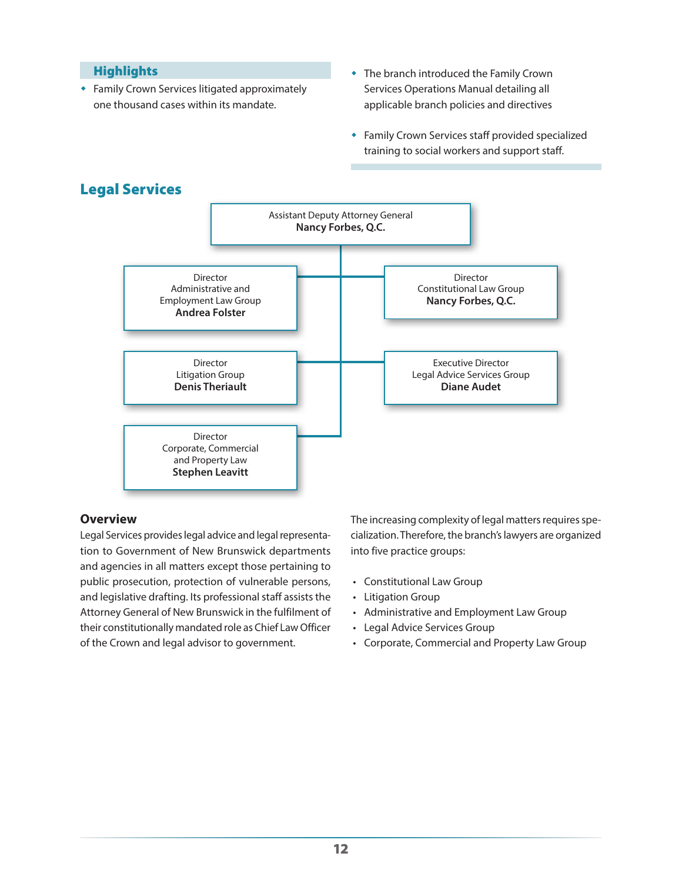## Highlights

- Family Crown Services litigated approximately one thousand cases within its mandate.
- The branch introduced the Family Crown Services Operations Manual detailing all applicable branch policies and directives
- Family Crown Services staff provided specialized training to social workers and support staff.

## Legal Services

Assistant Deputy Attorney General
**Nancy Forbes, Q.C.**

Director
Administrative and Employment Law Group
**Andrea Folster**

Director
Constitutional Law Group
**Nancy Forbes, Q.C.**

Director
Litigation Group
**Denis Theriault**

Executive Director
Legal Advice Services Group
**Diane Audet**

Director
Corporate, Commercial and Property Law
**Stephen Leavitt**

### Overview

Legal Services provides legal advice and legal representation to Government of New Brunswick departments and agencies in all matters except those pertaining to public prosecution, protection of vulnerable persons, and legislative drafting. Its professional staff assists the Attorney General of New Brunswick in the fulfilment of their constitutionally mandated role as Chief Law Officer of the Crown and legal advisor to government.

The increasing complexity of legal matters requires specialization. Therefore, the branch's lawyers are organized into five practice groups:

- Constitutional Law Group
- Litigation Group
- Administrative and Employment Law Group
- Legal Advice Services Group
- Corporate, Commercial and Property Law Group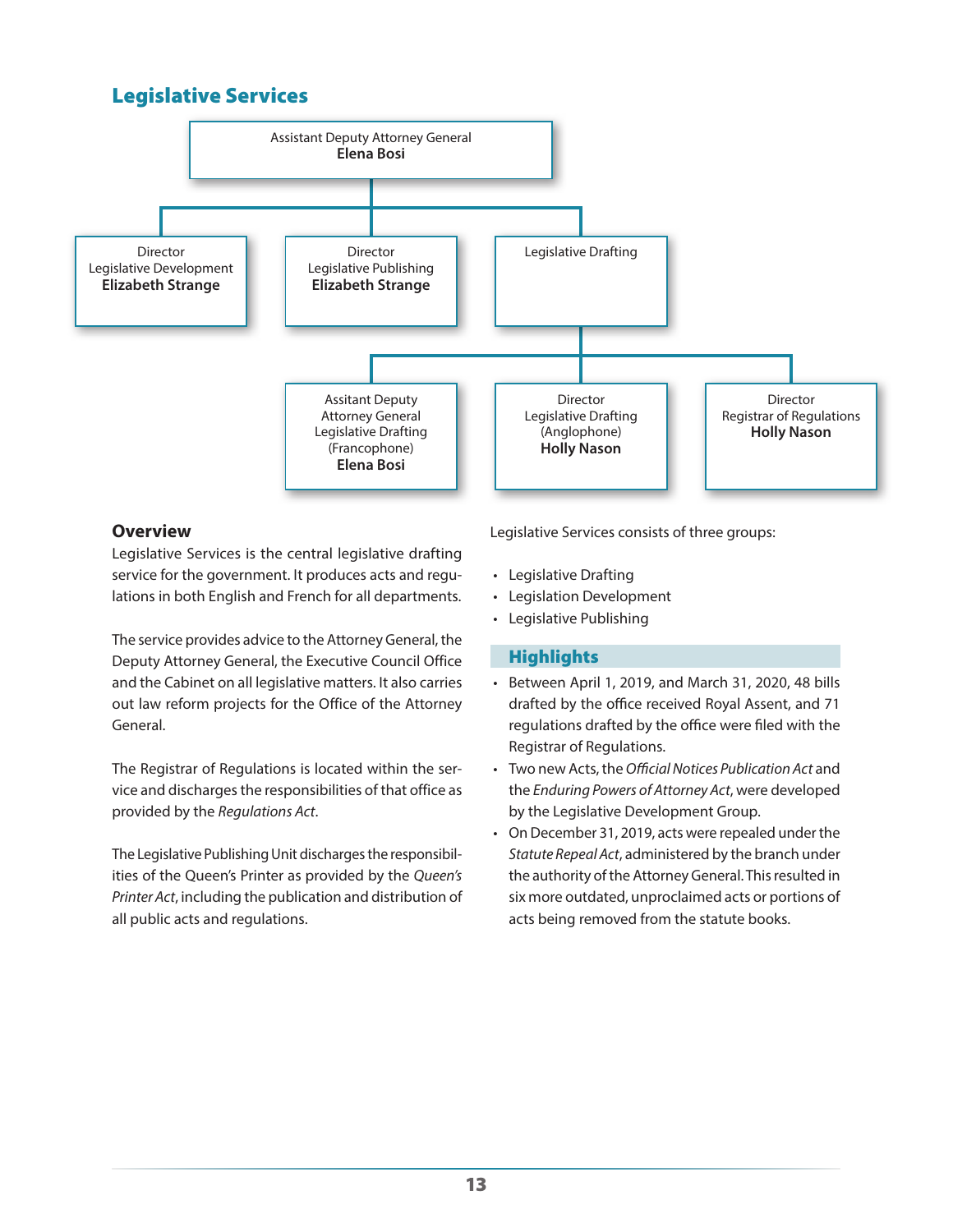## Legislative Services

Assistant Deputy Attorney General
**Elena Bosi**

- Director
  Legislative Development
  **Elizabeth Strange**
- Director
  Legislative Publishing
  **Elizabeth Strange**
- Legislative Drafting
  - Assitant Deputy Attorney General
    Legislative Drafting (Francophone)
    **Elena Bosi**
  - Director
    Legislative Drafting (Anglophone)
    **Holly Nason**
  - Director
    Registrar of Regulations
    **Holly Nason**

### Overview

Legislative Services is the central legislative drafting service for the government. It produces acts and regulations in both English and French for all departments.

The service provides advice to the Attorney General, the Deputy Attorney General, the Executive Council Office and the Cabinet on all legislative matters. It also carries out law reform projects for the Office of the Attorney General.

The Registrar of Regulations is located within the service and discharges the responsibilities of that office as provided by the *Regulations Act*.

The Legislative Publishing Unit discharges the responsibilities of the Queen's Printer as provided by the *Queen's Printer Act*, including the publication and distribution of all public acts and regulations.

Legislative Services consists of three groups:

- Legislative Drafting
- Legislation Development
- Legislative Publishing

### Highlights

- Between April 1, 2019, and March 31, 2020, 48 bills drafted by the office received Royal Assent, and 71 regulations drafted by the office were filed with the Registrar of Regulations.
- Two new Acts, the *Official Notices Publication Act* and the *Enduring Powers of Attorney Act*, were developed by the Legislative Development Group.
- On December 31, 2019, acts were repealed under the *Statute Repeal Act*, administered by the branch under the authority of the Attorney General. This resulted in six more outdated, unproclaimed acts or portions of acts being removed from the statute books.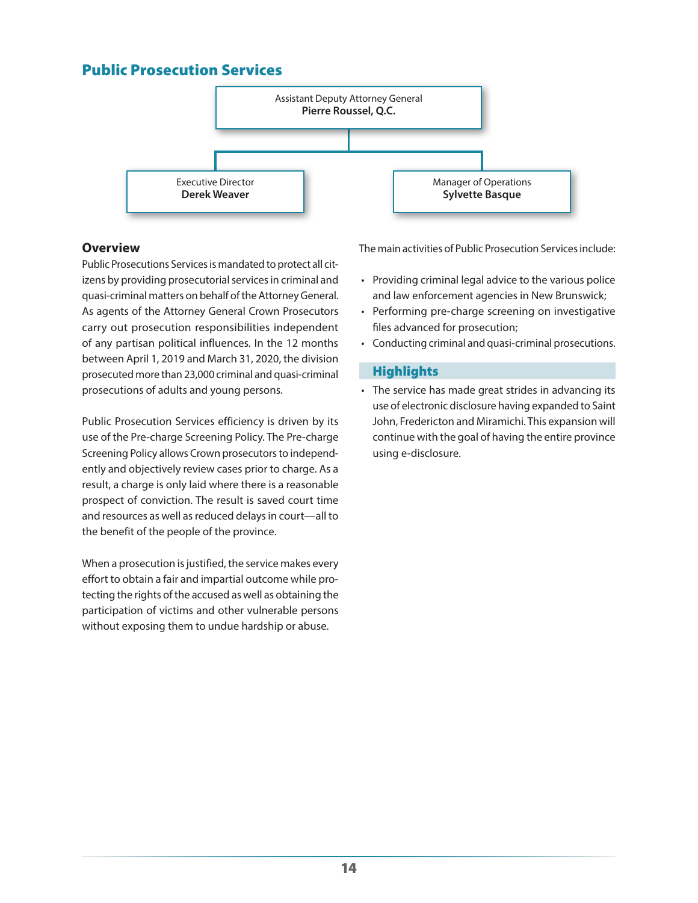## Public Prosecution Services

Assistant Deputy Attorney General
**Pierre Roussel, Q.C.**

Executive Director
**Derek Weaver**

Manager of Operations
**Sylvette Basque**

### Overview

Public Prosecutions Services is mandated to protect all citizens by providing prosecutorial services in criminal and quasi-criminal matters on behalf of the Attorney General. As agents of the Attorney General Crown Prosecutors carry out prosecution responsibilities independent of any partisan political influences. In the 12 months between April 1, 2019 and March 31, 2020, the division prosecuted more than 23,000 criminal and quasi-criminal prosecutions of adults and young persons.

Public Prosecution Services efficiency is driven by its use of the Pre-charge Screening Policy. The Pre-charge Screening Policy allows Crown prosecutors to independently and objectively review cases prior to charge. As a result, a charge is only laid where there is a reasonable prospect of conviction. The result is saved court time and resources as well as reduced delays in court—all to the benefit of the people of the province.

When a prosecution is justified, the service makes every effort to obtain a fair and impartial outcome while protecting the rights of the accused as well as obtaining the participation of victims and other vulnerable persons without exposing them to undue hardship or abuse.

The main activities of Public Prosecution Services include:

- Providing criminal legal advice to the various police and law enforcement agencies in New Brunswick;
- Performing pre-charge screening on investigative files advanced for prosecution;
- Conducting criminal and quasi-criminal prosecutions.

### Highlights

- The service has made great strides in advancing its use of electronic disclosure having expanded to Saint John, Fredericton and Miramichi. This expansion will continue with the goal of having the entire province using e-disclosure.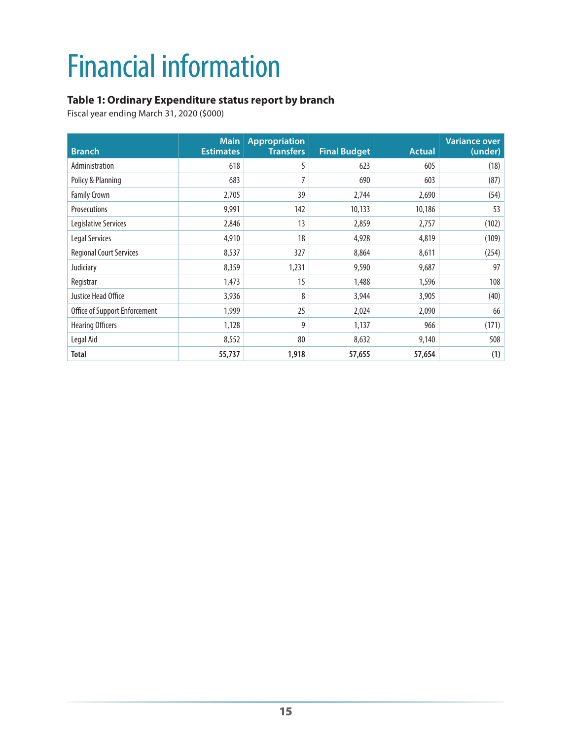# Financial information

### Table 1: Ordinary Expenditure status report by branch

Fiscal year ending March 31, 2020 ($000)

| Branch | Main Estimates | Appropriation Transfers | Final Budget | Actual | Variance over (under) |
|---|---|---|---|---|---|
| Administration | 618 | 5 | 623 | 605 | (18) |
| Policy & Planning | 683 | 7 | 690 | 603 | (87) |
| Family Crown | 2,705 | 39 | 2,744 | 2,690 | (54) |
| Prosecutions | 9,991 | 142 | 10,133 | 10,186 | 53 |
| Legislative Services | 2,846 | 13 | 2,859 | 2,757 | (102) |
| Legal Services | 4,910 | 18 | 4,928 | 4,819 | (109) |
| Regional Court Services | 8,537 | 327 | 8,864 | 8,611 | (254) |
| Judiciary | 8,359 | 1,231 | 9,590 | 9,687 | 97 |
| Registrar | 1,473 | 15 | 1,488 | 1,596 | 108 |
| Justice Head Office | 3,936 | 8 | 3,944 | 3,905 | (40) |
| Office of Support Enforcement | 1,999 | 25 | 2,024 | 2,090 | 66 |
| Hearing Officers | 1,128 | 9 | 1,137 | 966 | (171) |
| Legal Aid | 8,552 | 80 | 8,632 | 9,140 | 508 |
| **Total** | **55,737** | **1,918** | **57,655** | **57,654** | **(1)** |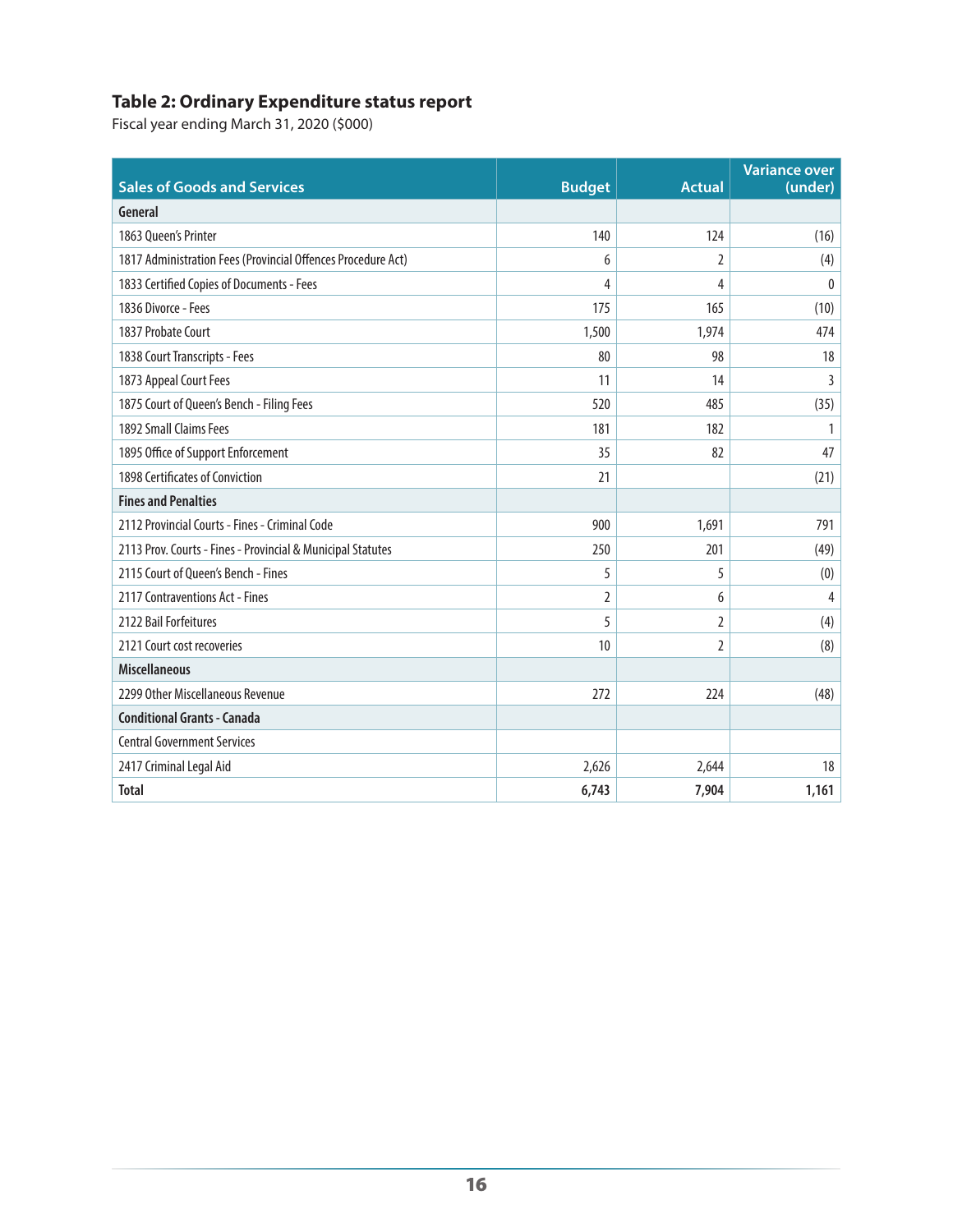### Table 2: Ordinary Expenditure status report

Fiscal year ending March 31, 2020 ($000)

| Sales of Goods and Services | Budget | Actual | Variance over (under) |
|---|---|---|---|
| **General** | | | |
| 1863 Queen's Printer | 140 | 124 | (16) |
| 1817 Administration Fees (Provincial Offences Procedure Act) | 6 | 2 | (4) |
| 1833 Certified Copies of Documents - Fees | 4 | 4 | 0 |
| 1836 Divorce - Fees | 175 | 165 | (10) |
| 1837 Probate Court | 1,500 | 1,974 | 474 |
| 1838 Court Transcripts - Fees | 80 | 98 | 18 |
| 1873 Appeal Court Fees | 11 | 14 | 3 |
| 1875 Court of Queen's Bench - Filing Fees | 520 | 485 | (35) |
| 1892 Small Claims Fees | 181 | 182 | 1 |
| 1895 Office of Support Enforcement | 35 | 82 | 47 |
| 1898 Certificates of Conviction | 21 | | (21) |
| **Fines and Penalties** | | | |
| 2112 Provincial Courts - Fines - Criminal Code | 900 | 1,691 | 791 |
| 2113 Prov. Courts - Fines - Provincial & Municipal Statutes | 250 | 201 | (49) |
| 2115 Court of Queen's Bench - Fines | 5 | 5 | (0) |
| 2117 Contraventions Act - Fines | 2 | 6 | 4 |
| 2122 Bail Forfeitures | 5 | 2 | (4) |
| 2121 Court cost recoveries | 10 | 2 | (8) |
| **Miscellaneous** | | | |
| 2299 Other Miscellaneous Revenue | 272 | 224 | (48) |
| **Conditional Grants - Canada** | | | |
| Central Government Services | | | |
| 2417 Criminal Legal Aid | 2,626 | 2,644 | 18 |
| **Total** | **6,743** | **7,904** | **1,161** |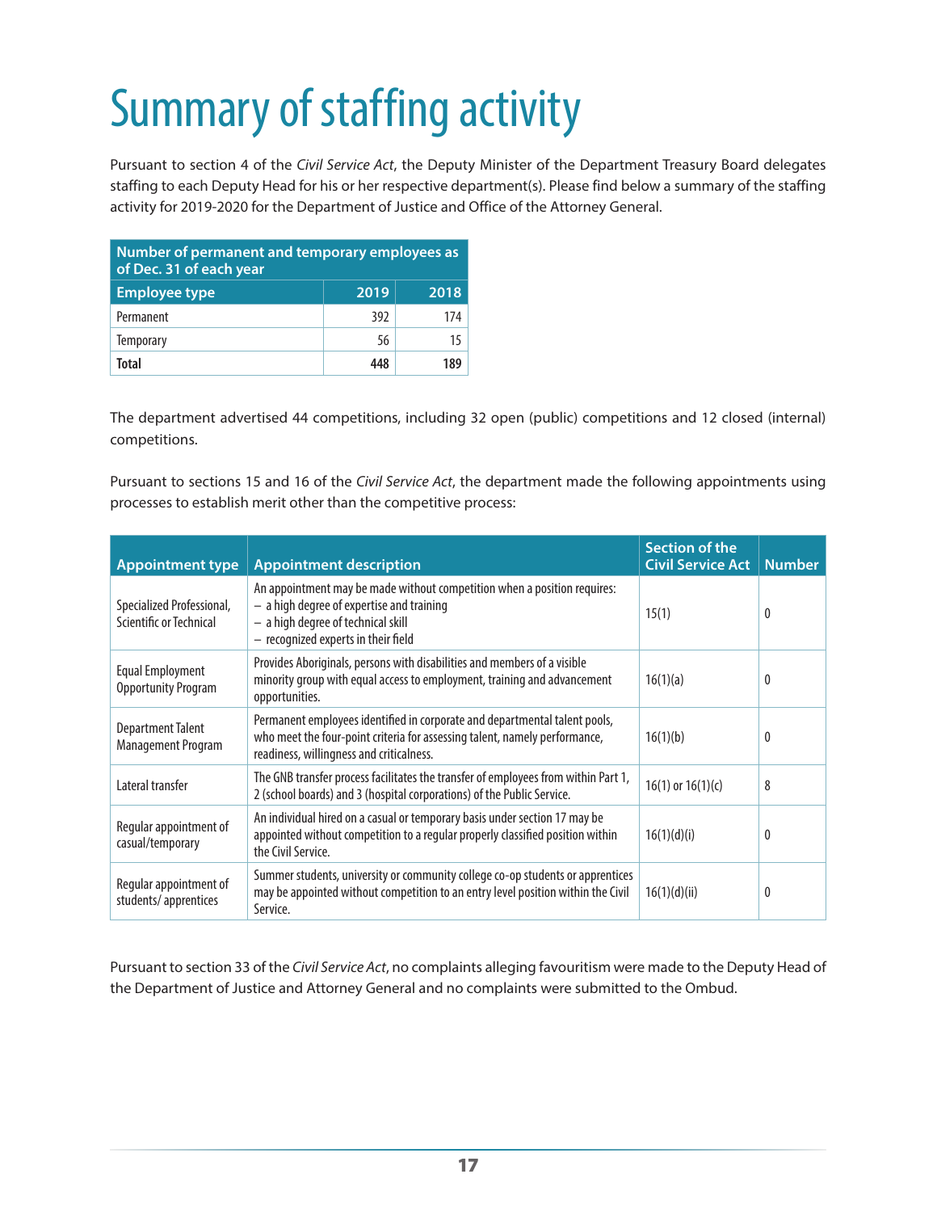# Summary of staffing activity

Pursuant to section 4 of the *Civil Service Act*, the Deputy Minister of the Department Treasury Board delegates staffing to each Deputy Head for his or her respective department(s). Please find below a summary of the staffing activity for 2019-2020 for the Department of Justice and Office of the Attorney General.

| Number of permanent and temporary employees as of Dec. 31 of each year | | |
|---|---|---|
| **Employee type** | **2019** | **2018** |
| Permanent | 392 | 174 |
| Temporary | 56 | 15 |
| **Total** | **448** | **189** |

The department advertised 44 competitions, including 32 open (public) competitions and 12 closed (internal) competitions.

Pursuant to sections 15 and 16 of the *Civil Service Act*, the department made the following appointments using processes to establish merit other than the competitive process:

| Appointment type | Appointment description | Section of the Civil Service Act | Number |
|---|---|---|---|
| Specialized Professional, Scientific or Technical | An appointment may be made without competition when a position requires: – a high degree of expertise and training – a high degree of technical skill – recognized experts in their field | 15(1) | 0 |
| Equal Employment Opportunity Program | Provides Aboriginals, persons with disabilities and members of a visible minority group with equal access to employment, training and advancement opportunities. | 16(1)(a) | 0 |
| Department Talent Management Program | Permanent employees identified in corporate and departmental talent pools, who meet the four-point criteria for assessing talent, namely performance, readiness, willingness and criticalness. | 16(1)(b) | 0 |
| Lateral transfer | The GNB transfer process facilitates the transfer of employees from within Part 1, 2 (school boards) and 3 (hospital corporations) of the Public Service. | 16(1) or 16(1)(c) | 8 |
| Regular appointment of casual/temporary | An individual hired on a casual or temporary basis under section 17 may be appointed without competition to a regular properly classified position within the Civil Service. | 16(1)(d)(i) | 0 |
| Regular appointment of students/ apprentices | Summer students, university or community college co-op students or apprentices may be appointed without competition to an entry level position within the Civil Service. | 16(1)(d)(ii) | 0 |

Pursuant to section 33 of the *Civil Service Act*, no complaints alleging favouritism were made to the Deputy Head of the Department of Justice and Attorney General and no complaints were submitted to the Ombud.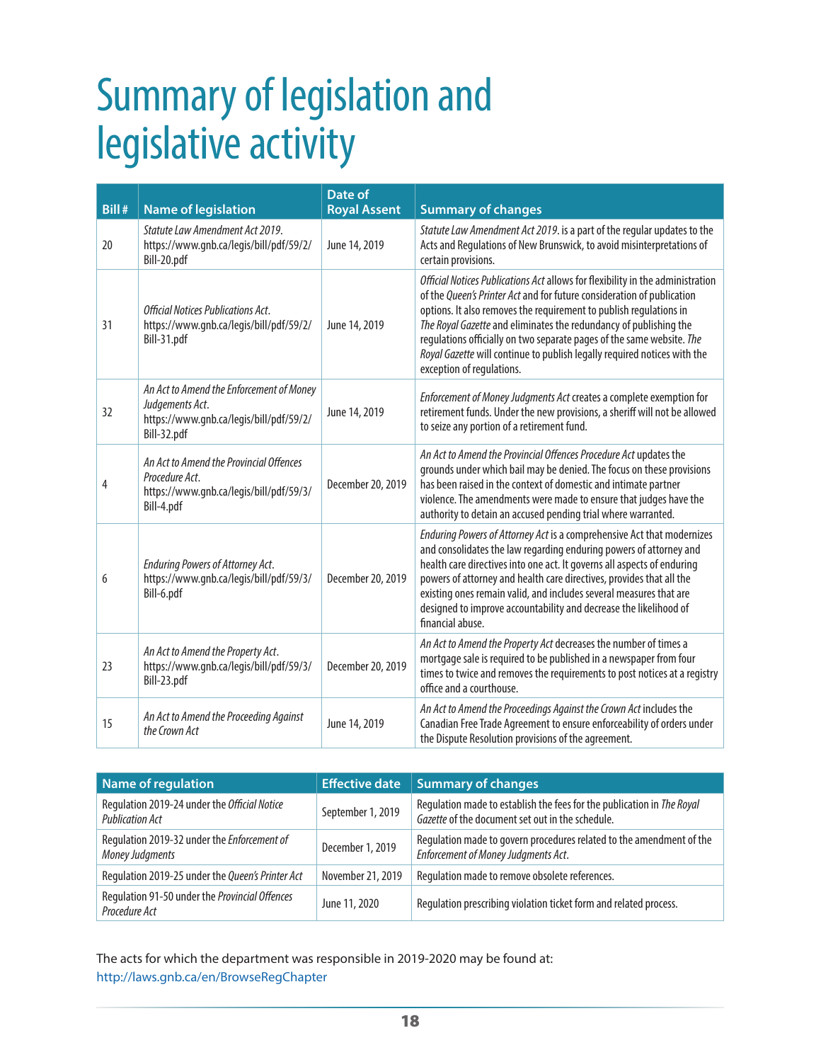# Summary of legislation and legislative activity

| Bill # | Name of legislation | Date of Royal Assent | Summary of changes |
|---|---|---|---|
| 20 | *Statute Law Amendment Act 2019*. https://www.gnb.ca/legis/bill/pdf/59/2/Bill-20.pdf | June 14, 2019 | *Statute Law Amendment Act 2019*. is a part of the regular updates to the Acts and Regulations of New Brunswick, to avoid misinterpretations of certain provisions. |
| 31 | *Official Notices Publications Act*. https://www.gnb.ca/legis/bill/pdf/59/2/Bill-31.pdf | June 14, 2019 | *Official Notices Publications Act* allows for flexibility in the administration of the *Queen's Printer Act* and for future consideration of publication options. It also removes the requirement to publish regulations in *The Royal Gazette* and eliminates the redundancy of publishing the regulations officially on two separate pages of the same website. *The Royal Gazette* will continue to publish legally required notices with the exception of regulations. |
| 32 | *An Act to Amend the Enforcement of Money Judgements Act*. https://www.gnb.ca/legis/bill/pdf/59/2/Bill-32.pdf | June 14, 2019 | *Enforcement of Money Judgments Act* creates a complete exemption for retirement funds. Under the new provisions, a sheriff will not be allowed to seize any portion of a retirement fund. |
| 4 | *An Act to Amend the Provincial Offences Procedure Act*. https://www.gnb.ca/legis/bill/pdf/59/3/Bill-4.pdf | December 20, 2019 | *An Act to Amend the Provincial Offences Procedure Act* updates the grounds under which bail may be denied. The focus on these provisions has been raised in the context of domestic and intimate partner violence. The amendments were made to ensure that judges have the authority to detain an accused pending trial where warranted. |
| 6 | *Enduring Powers of Attorney Act*. https://www.gnb.ca/legis/bill/pdf/59/3/Bill-6.pdf | December 20, 2019 | *Enduring Powers of Attorney Act* is a comprehensive Act that modernizes and consolidates the law regarding enduring powers of attorney and health care directives into one act. It governs all aspects of enduring powers of attorney and health care directives, provides that all the existing ones remain valid, and includes several measures that are designed to improve accountability and decrease the likelihood of financial abuse. |
| 23 | *An Act to Amend the Property Act*. https://www.gnb.ca/legis/bill/pdf/59/3/Bill-23.pdf | December 20, 2019 | *An Act to Amend the Property Act* decreases the number of times a mortgage sale is required to be published in a newspaper from four times to twice and removes the requirements to post notices at a registry office and a courthouse. |
| 15 | *An Act to Amend the Proceeding Against the Crown Act* | June 14, 2019 | *An Act to Amend the Proceedings Against the Crown Act* includes the Canadian Free Trade Agreement to ensure enforceability of orders under the Dispute Resolution provisions of the agreement. |

| Name of regulation | Effective date | Summary of changes |
|---|---|---|
| Regulation 2019-24 under the *Official Notice Publication Act* | September 1, 2019 | Regulation made to establish the fees for the publication in *The Royal Gazette* of the document set out in the schedule. |
| Regulation 2019-32 under the *Enforcement of Money Judgments* | December 1, 2019 | Regulation made to govern procedures related to the amendment of the *Enforcement of Money Judgments Act*. |
| Regulation 2019-25 under the *Queen's Printer Act* | November 21, 2019 | Regulation made to remove obsolete references. |
| Regulation 91-50 under the *Provincial Offences Procedure Act* | June 11, 2020 | Regulation prescribing violation ticket form and related process. |

The acts for which the department was responsible in 2019-2020 may be found at: http://laws.gnb.ca/en/BrowseRegChapter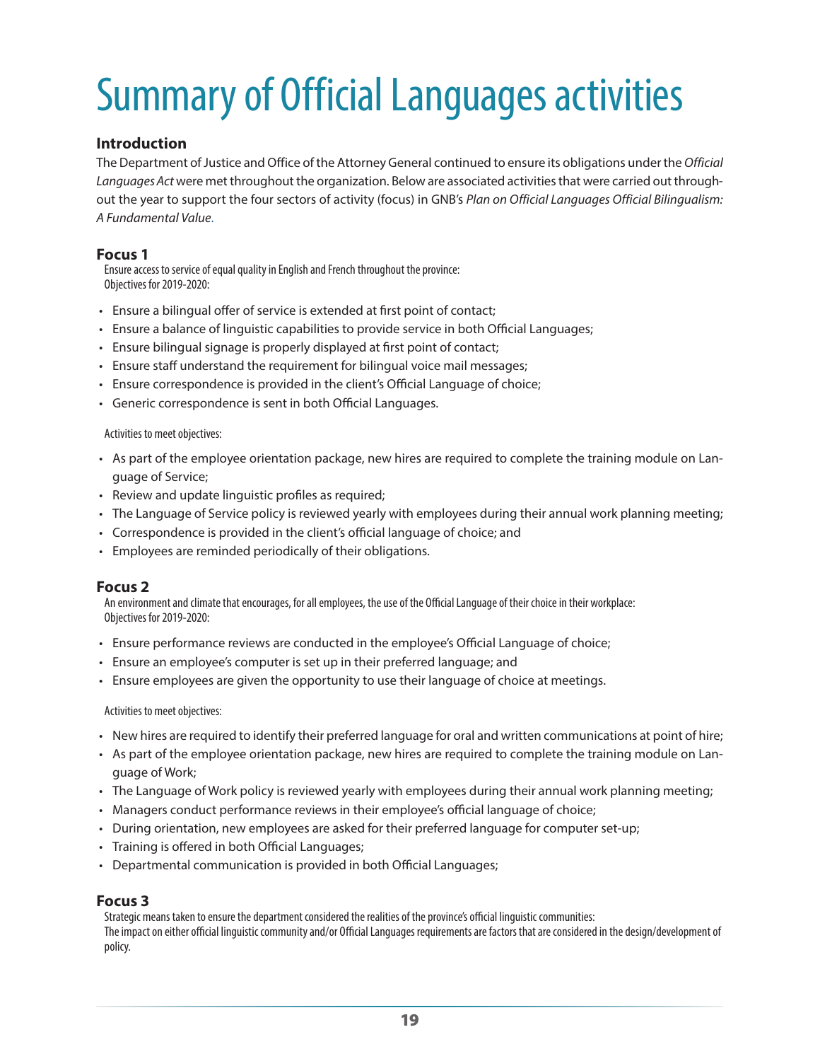# Summary of Official Languages activities

## Introduction

The Department of Justice and Office of the Attorney General continued to ensure its obligations under the *Official Languages Act* were met throughout the organization. Below are associated activities that were carried out throughout the year to support the four sectors of activity (focus) in GNB's *Plan on Official Languages Official Bilingualism: A Fundamental Value*.

### Focus 1

Ensure access to service of equal quality in English and French throughout the province:
Objectives for 2019-2020:

- Ensure a bilingual offer of service is extended at first point of contact;
- Ensure a balance of linguistic capabilities to provide service in both Official Languages;
- Ensure bilingual signage is properly displayed at first point of contact;
- Ensure staff understand the requirement for bilingual voice mail messages;
- Ensure correspondence is provided in the client's Official Language of choice;
- Generic correspondence is sent in both Official Languages.

Activities to meet objectives:

- As part of the employee orientation package, new hires are required to complete the training module on Language of Service;
- Review and update linguistic profiles as required;
- The Language of Service policy is reviewed yearly with employees during their annual work planning meeting;
- Correspondence is provided in the client's official language of choice; and
- Employees are reminded periodically of their obligations.

### Focus 2

An environment and climate that encourages, for all employees, the use of the Official Language of their choice in their workplace:
Objectives for 2019-2020:

- Ensure performance reviews are conducted in the employee's Official Language of choice;
- Ensure an employee's computer is set up in their preferred language; and
- Ensure employees are given the opportunity to use their language of choice at meetings.

Activities to meet objectives:

- New hires are required to identify their preferred language for oral and written communications at point of hire;
- As part of the employee orientation package, new hires are required to complete the training module on Language of Work;
- The Language of Work policy is reviewed yearly with employees during their annual work planning meeting;
- Managers conduct performance reviews in their employee's official language of choice;
- During orientation, new employees are asked for their preferred language for computer set-up;
- Training is offered in both Official Languages;
- Departmental communication is provided in both Official Languages;

### Focus 3

Strategic means taken to ensure the department considered the realities of the province's official linguistic communities:
The impact on either official linguistic community and/or Official Languages requirements are factors that are considered in the design/development of policy.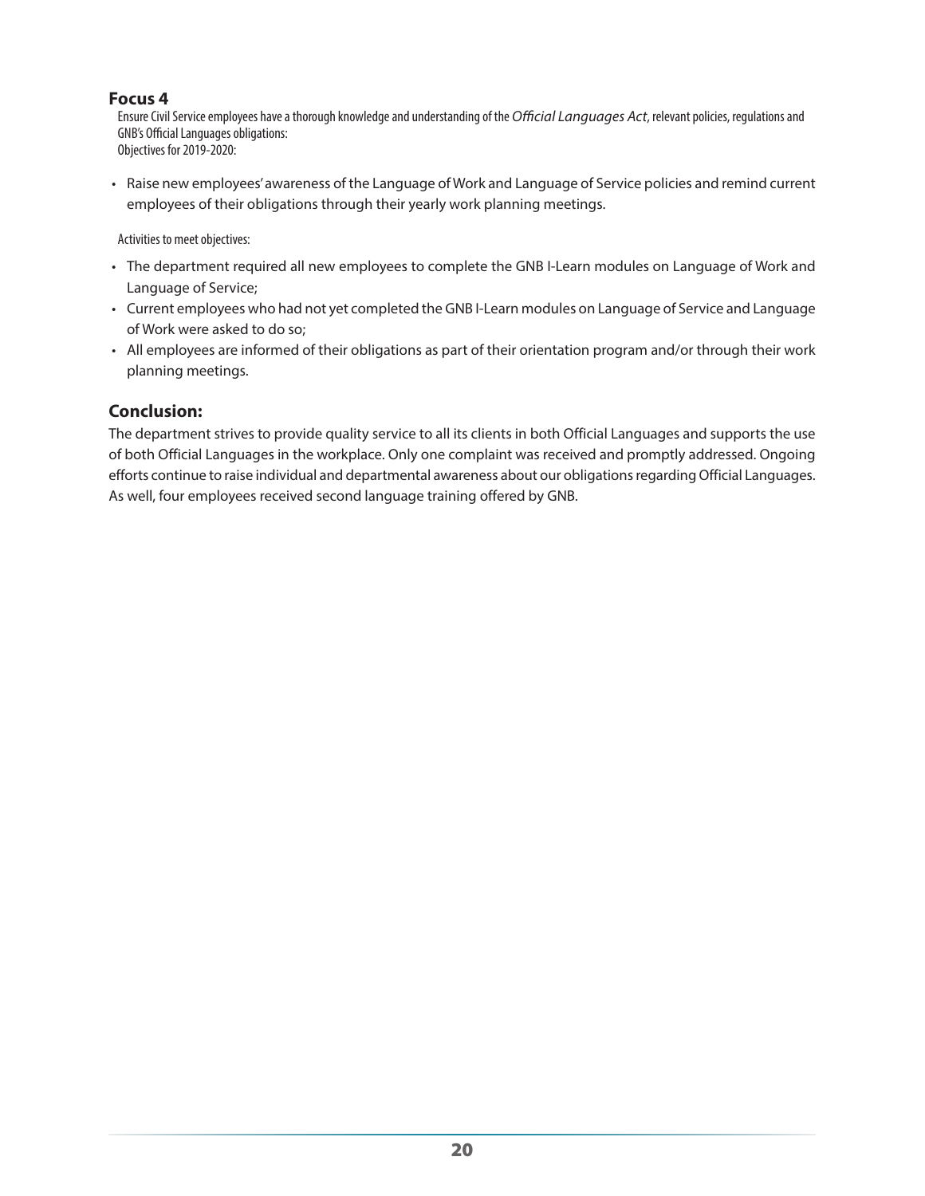### Focus 4

Ensure Civil Service employees have a thorough knowledge and understanding of the *Official Languages Act*, relevant policies, regulations and GNB's Official Languages obligations:
Objectives for 2019-2020:

- Raise new employees' awareness of the Language of Work and Language of Service policies and remind current employees of their obligations through their yearly work planning meetings.

Activities to meet objectives:

- The department required all new employees to complete the GNB I-Learn modules on Language of Work and Language of Service;
- Current employees who had not yet completed the GNB I-Learn modules on Language of Service and Language of Work were asked to do so;
- All employees are informed of their obligations as part of their orientation program and/or through their work planning meetings.

## Conclusion:

The department strives to provide quality service to all its clients in both Official Languages and supports the use of both Official Languages in the workplace. Only one complaint was received and promptly addressed. Ongoing efforts continue to raise individual and departmental awareness about our obligations regarding Official Languages. As well, four employees received second language training offered by GNB.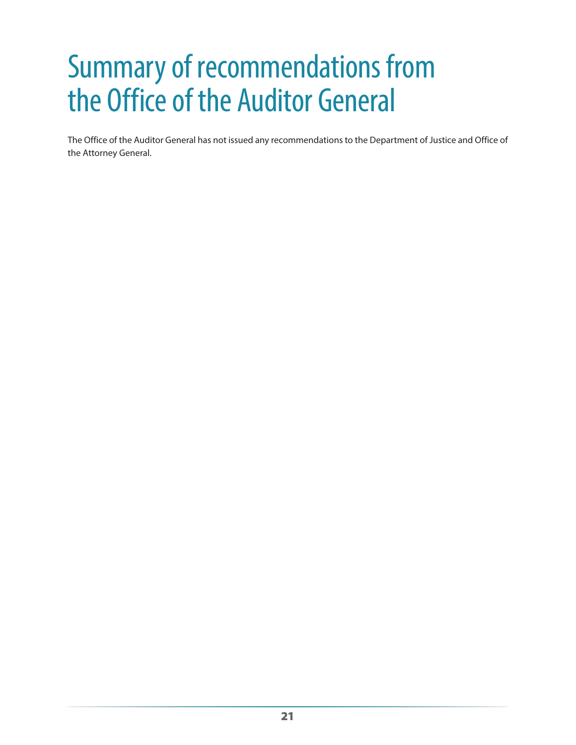# Summary of recommendations from the Office of the Auditor General

The Office of the Auditor General has not issued any recommendations to the Department of Justice and Office of the Attorney General.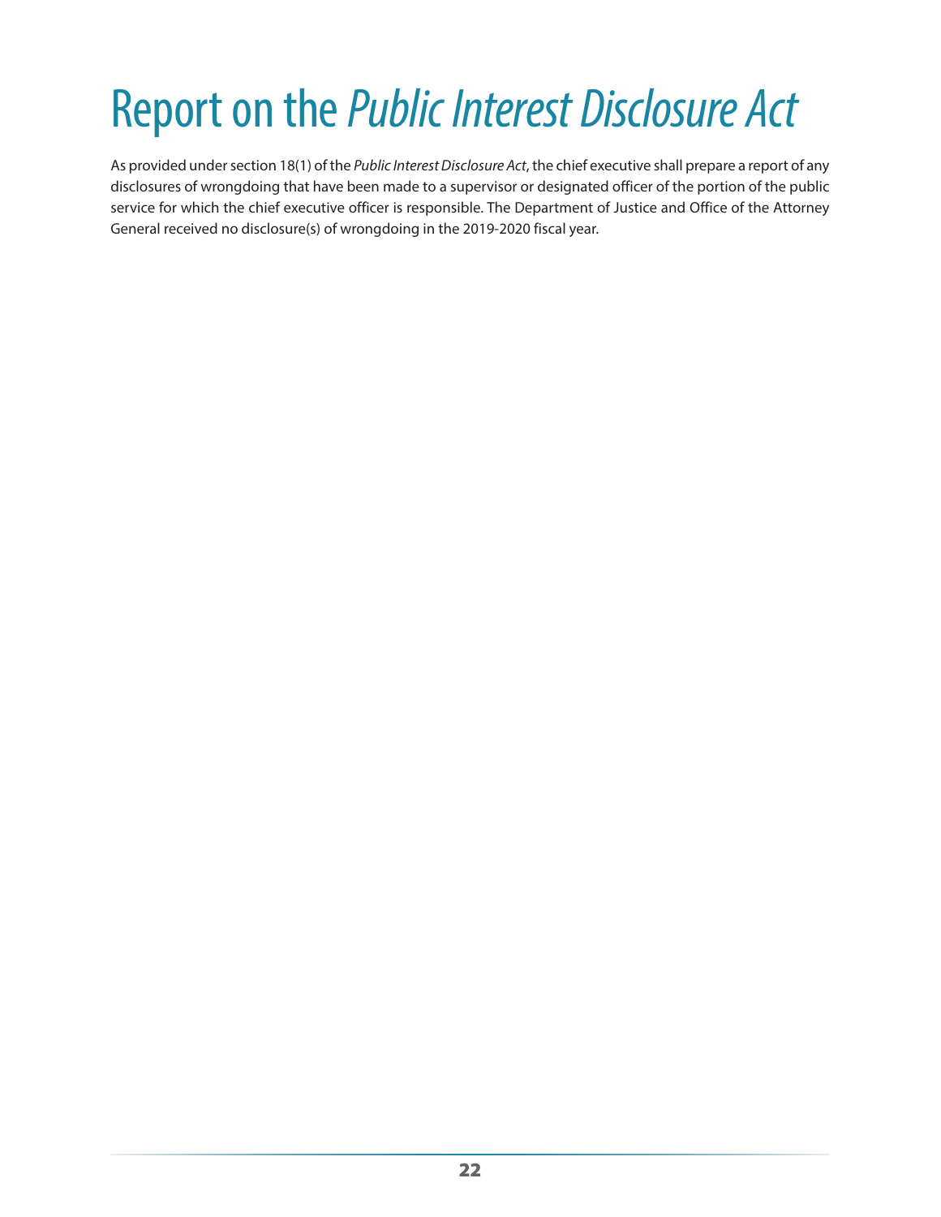# Report on the *Public Interest Disclosure Act*

As provided under section 18(1) of the *Public Interest Disclosure Act*, the chief executive shall prepare a report of any disclosures of wrongdoing that have been made to a supervisor or designated officer of the portion of the public service for which the chief executive officer is responsible. The Department of Justice and Office of the Attorney General received no disclosure(s) of wrongdoing in the 2019-2020 fiscal year.